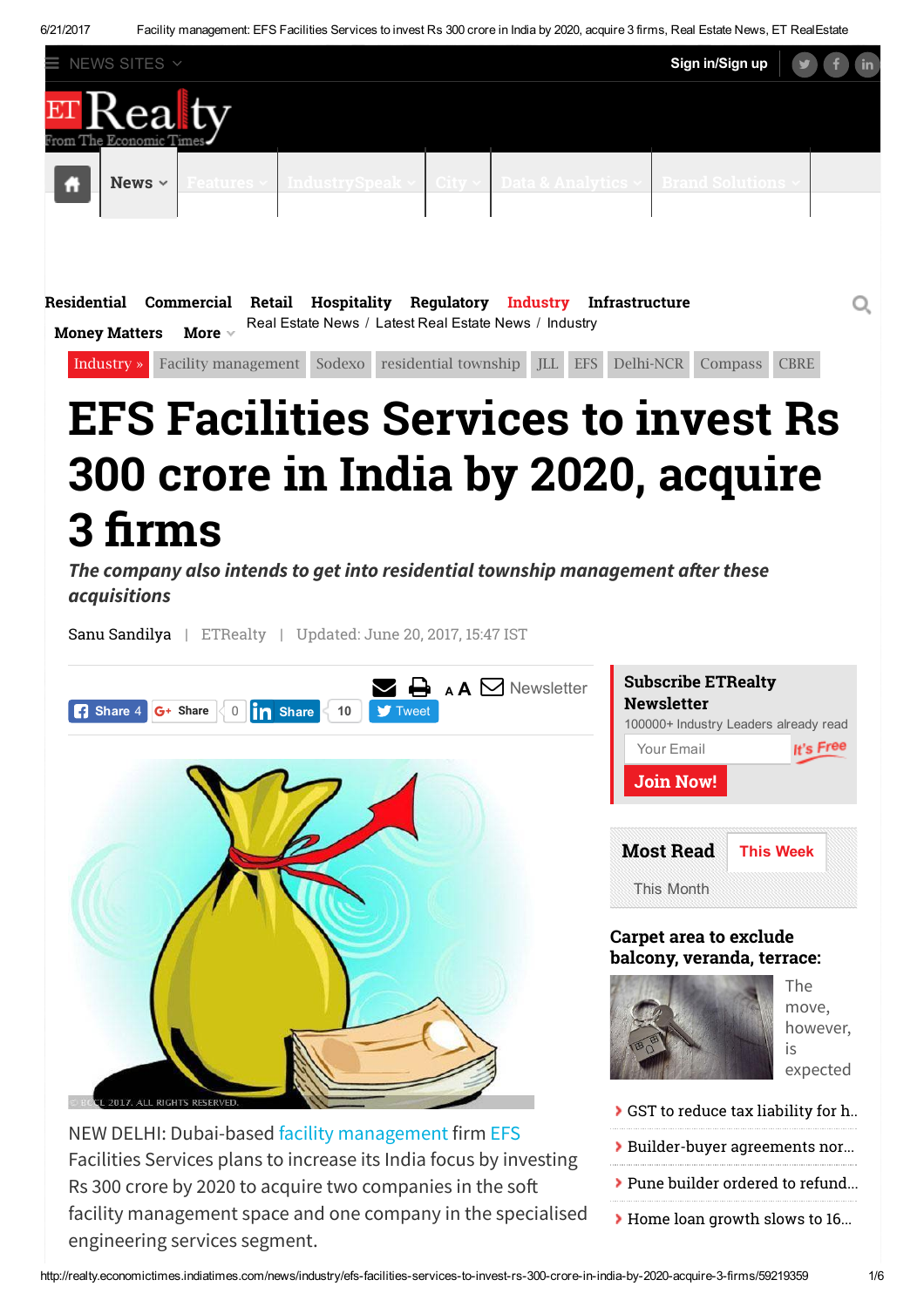Residential Commercial Retail Hospitality Regulatory Industry Infrastructure

Money Matters More

Real Estate News / Latest Real Estate News / Industry

Industry » Facility management Sodexo residential township JLL EFS Delhi-NCR Compass CBRE

# EFS Facilities Services to invest Rs 300 crore in India by 2020, acquire 3 firms

***The company also intends to get into residential township management after these acquisitions***

Sanu Sandilya | ETRealty | Updated: June 20, 2017, 15:47 IST

© BCCL 2017. ALL RIGHTS RESERVED.

NEW DELHI: Dubai-based facility management firm EFS Facilities Services plans to increase its India focus by investing Rs 300 crore by 2020 to acquire two companies in the soft facility management space and one company in the specialised engineering services segment.

**Subscribe ETRealty Newsletter**

100000+ Industry Leaders already read

**Most Read** This Week This Month

**Carpet area to exclude balcony, veranda, terrace:**

The move, however, is expected

- GST to reduce tax liability for h...
- Builder-buyer agreements nor...
- Pune builder ordered to refund...
- Home loan growth slows to 16...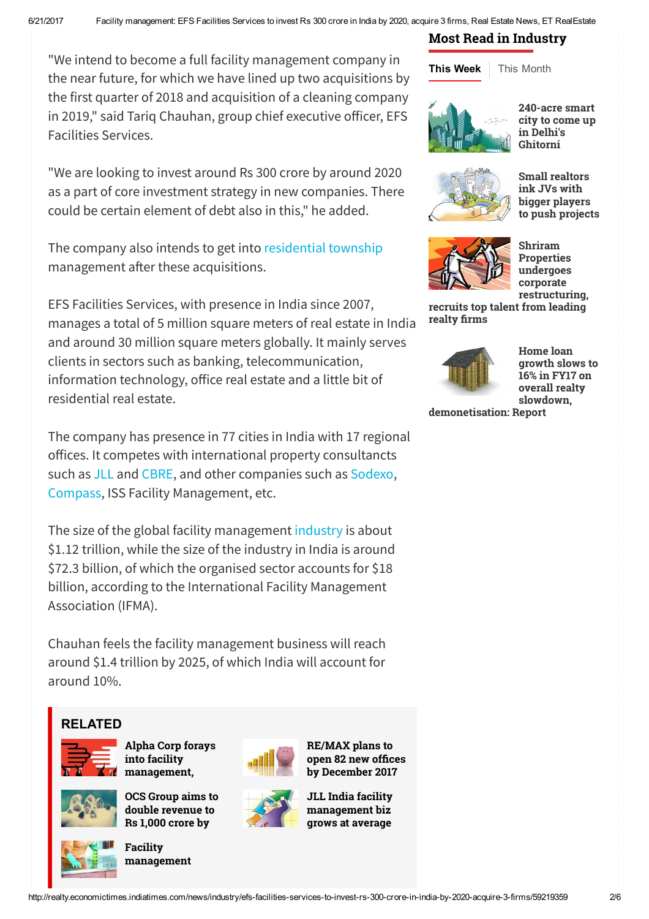"We intend to become a full facility management company in the near future, for which we have lined up two acquisitions by the first quarter of 2018 and acquisition of a cleaning company in 2019," said Tariq Chauhan, group chief executive officer, EFS Facilities Services.

"We are looking to invest around Rs 300 crore by around 2020 as a part of core investment strategy in new companies. There could be certain element of debt also in this," he added.

The company also intends to get into residential township management after these acquisitions.

EFS Facilities Services, with presence in India since 2007, manages a total of 5 million square meters of real estate in India and around 30 million square meters globally. It mainly serves clients in sectors such as banking, telecommunication, information technology, office real estate and a little bit of residential real estate.

The company has presence in 77 cities in India with 17 regional offices. It competes with international property consultants such as JLL and CBRE, and other companies such as Sodexo, Compass, ISS Facility Management, etc.

The size of the global facility management industry is about $1.12 trillion, while the size of the industry in India is around $72.3 billion, of which the organised sector accounts for $18 billion, according to the International Facility Management Association (IFMA).

Chauhan feels the facility management business will reach around $1.4 trillion by 2025, of which India will account for around 10%.

## RELATED

- **Alpha Corp forays into facility management,**
- **RE/MAX plans to open 82 new offices by December 2017**
- **OCS Group aims to double revenue to Rs 1,000 crore by**
- **JLL India facility management biz grows at average**
- **Facility management**

## Most Read in Industry

This Week | This Month

- **240-acre smart city to come up in Delhi's Ghitorni**
- **Small realtors ink JVs with bigger players to push projects**
- **Shriram Properties undergoes corporate restructuring, recruits top talent from leading realty firms**
- **Home loan growth slows to 16% in FY17 on overall realty slowdown, demonetisation: Report**